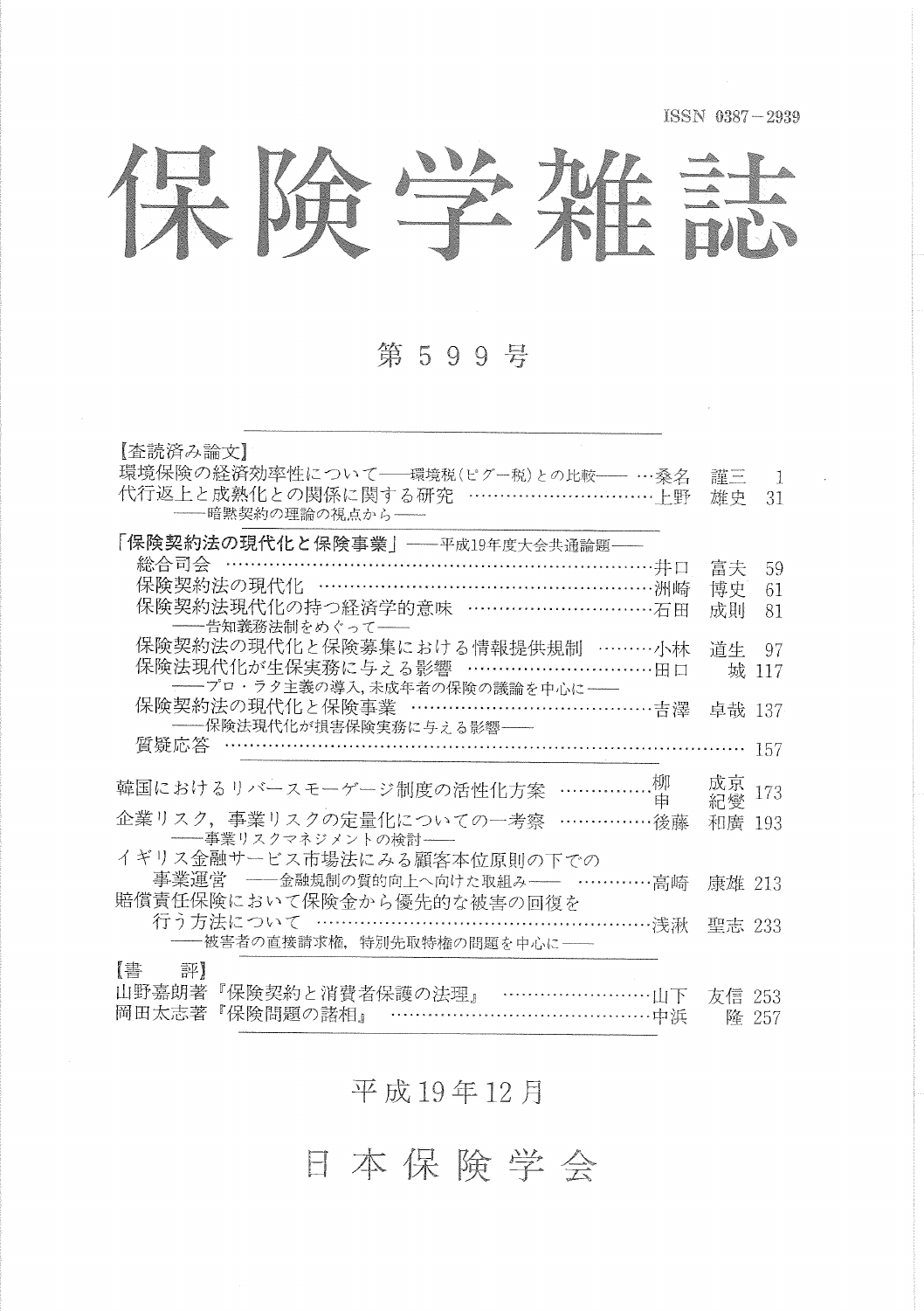ISSN 0387－2939

# 保険学雑誌

## 第５９９号

【査読済み論文】

環境保険の経済効率性について――環境税（ピグー税）との比較―― …桑名　謹三　1

代行返上と成熟化との関係に関する研究 …………………………上野　雄史　31
――暗黙契約の理論の視点から――

「保険契約法の現代化と保険事業」――平成19年度大会共通論題――

総合司会 ………………………………………………………………井口　富夫　59

保険契約法の現代化 …………………………………………………洲崎　博史　61

保険契約法現代化の持つ経済学的意味 ……………………………石田　成則　81
――告知義務法制をめぐって――

保険契約法の現代化と保険募集における情報提供規制 ………小林　道生　97

保険法現代化が生保実務に与える影響 …………………………田口　城 117
――プロ・ラタ主義の導入，未成年者の保険の議論を中心に――

保険契約法の現代化と保険事業 …………………………………吉澤　卓哉 137
――保険法現代化が損害保険実務に与える影響――

質疑応答 ……………………………………………………………………………… 157

韓国におけるリバースモーゲージ制度の活性化方案 ……………柳　成京 申　紀燮 173

企業リスク，事業リスクの定量化についての一考察 ……………後藤　和廣 193
――事業リスクマネジメントの検討――

イギリス金融サービス市場法にみる顧客本位原則の下での
事業運営 ――金融規制の質的向上へ向けた取組み―― …………高崎　康雄 213

賠償責任保険において保険金から優先的な被害の回復を
行う方法について ………………………………………………浅湫　聖志 233
――被害者の直接請求権，特別先取特権の問題を中心に――

【書　評】

山野嘉朗著『保険契約と消費者保護の法理』 ……………………山下　友信 253

岡田太志著『保険問題の諸相』 ……………………………………中浜　隆 257

平成19年12月

日本保険学会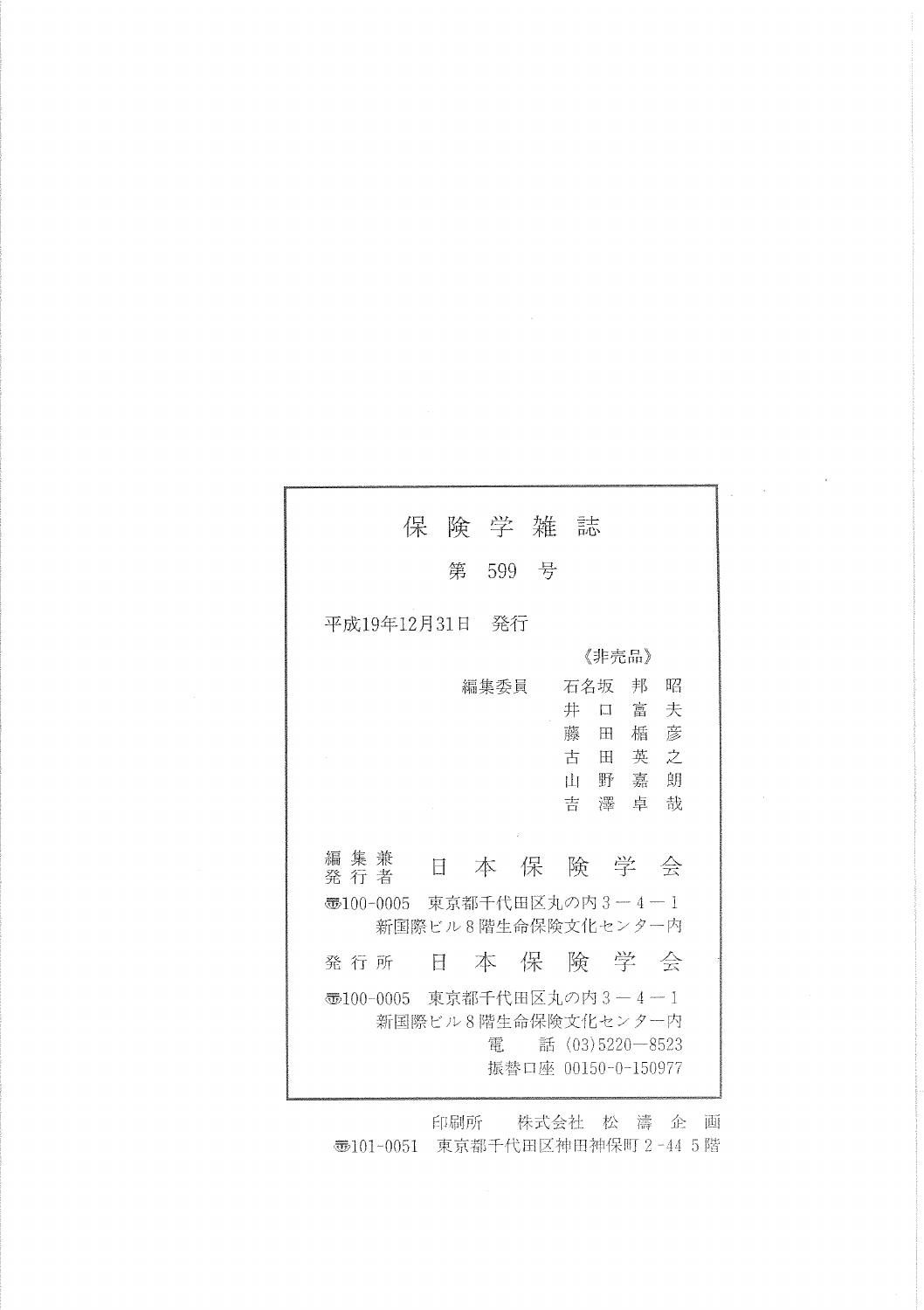# 保険学雑誌

第 599 号

平成19年12月31日　発行

《非売品》

編集委員　石名坂邦昭
　　　　　井口富夫
　　　　　藤田楯彦
　　　　　古田英之
　　　　　山野嘉朗
　　　　　吉澤卓哉

編集兼発行者　日本保険学会

〒100-0005　東京都千代田区丸の内３－４－１
新国際ビル８階生命保険文化センター内

発行所　日本保険学会

〒100-0005　東京都千代田区丸の内３－４－１
新国際ビル８階生命保険文化センター内
電　話 (03)5220－8523
振替口座 00150-0-150977

印刷所　株式会社 松濤企画
〒101-0051　東京都千代田区神田神保町２-44 ５階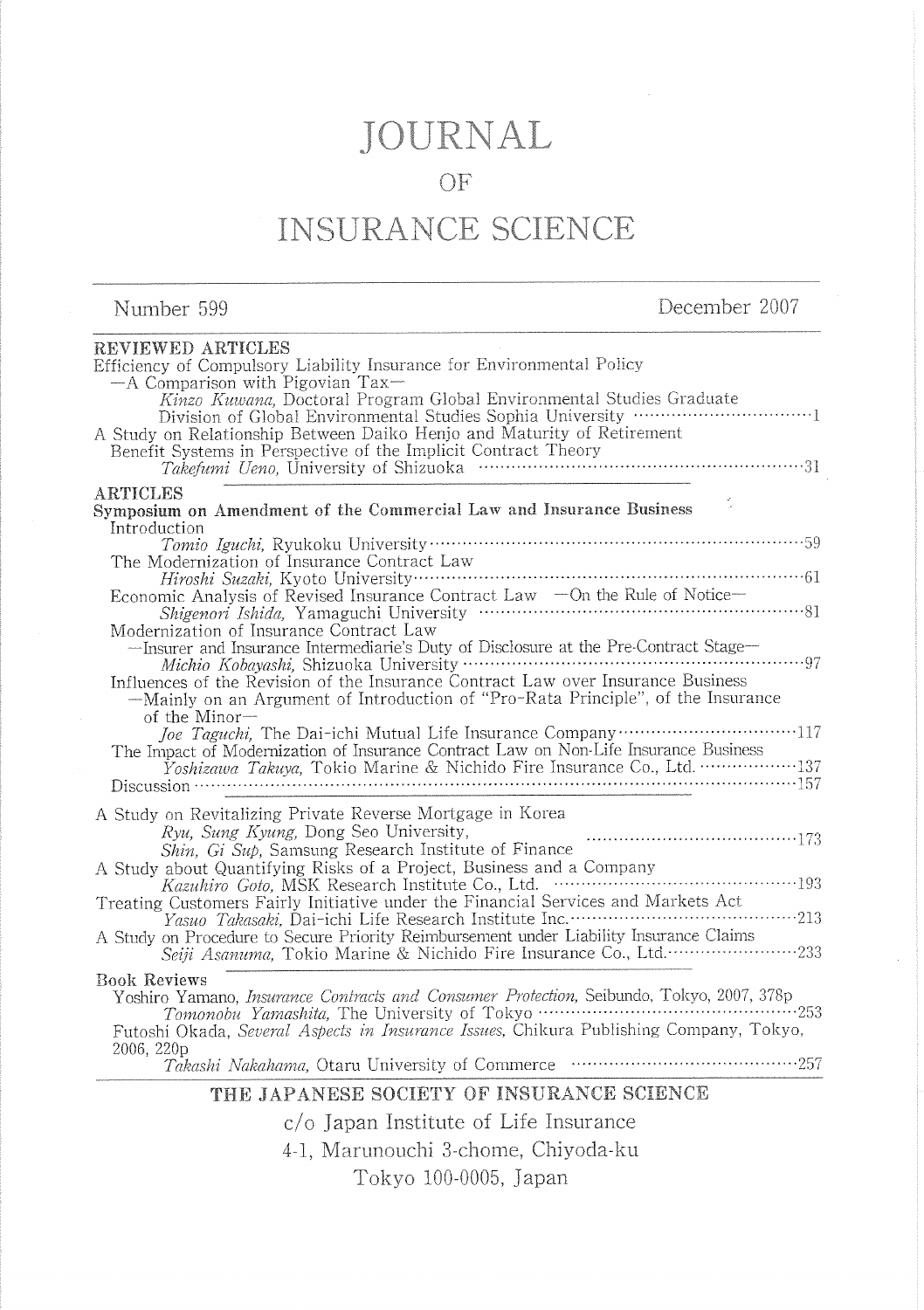# JOURNAL

## OF

# INSURANCE SCIENCE

Number 599 December 2007

**REVIEWED ARTICLES**

Efficiency of Compulsory Liability Insurance for Environmental Policy
—A Comparison with Pigovian Tax—
*Kinzo Kuwana*, Doctoral Program Global Environmental Studies Graduate Division of Global Environmental Studies Sophia University ······ 1

A Study on Relationship Between Daiko Henjo and Maturity of Retirement Benefit Systems in Perspective of the Implicit Contract Theory
*Takefumi Ueno*, University of Shizuoka ······ 31

**ARTICLES**

**Symposium on Amendment of the Commercial Law and Insurance Business**

Introduction
*Tomio Iguchi*, Ryukoku University ······ 59

The Modernization of Insurance Contract Law
*Hiroshi Suzaki*, Kyoto University ······ 61

Economic Analysis of Revised Insurance Contract Law —On the Rule of Notice—
*Shigenori Ishida*, Yamaguchi University ······ 81

Modernization of Insurance Contract Law
—Insurer and Insurance Intermediarie's Duty of Disclosure at the Pre-Contract Stage—
*Michio Kobayashi*, Shizuoka University ······ 97

Influences of the Revision of the Insurance Contract Law over Insurance Business
—Mainly on an Argument of Introduction of "Pro-Rata Principle", of the Insurance of the Minor—
*Joe Taguchi*, The Dai-ichi Mutual Life Insurance Company ······ 117

The Impact of Modernization of Insurance Contract Law on Non-Life Insurance Business
*Yoshizawa Takuya*, Tokio Marine & Nichido Fire Insurance Co., Ltd. ······ 137

Discussion ······ 157

A Study on Revitalizing Private Reverse Mortgage in Korea
*Ryu, Sung Kyung*, Dong Seo University,
*Shin, Gi Sup*, Samsung Research Institute of Finance ······ 173

A Study about Quantifying Risks of a Project, Business and a Company
*Kazuhiro Goto*, MSK Research Institute Co., Ltd. ······ 193

Treating Customers Fairly Initiative under the Financial Services and Markets Act
*Yasuo Takasaki*, Dai-ichi Life Research Institute Inc. ······ 213

A Study on Procedure to Secure Priority Reimbursement under Liability Insurance Claims
*Seiji Asanuma*, Tokio Marine & Nichido Fire Insurance Co., Ltd. ······ 233

**Book Reviews**

Yoshiro Yamano, *Insurance Contracts and Consumer Protection*, Seibundo, Tokyo, 2007, 378p
*Tomonobu Yamashita*, The University of Tokyo ······ 253

Futoshi Okada, *Several Aspects in Insurance Issues*, Chikura Publishing Company, Tokyo, 2006, 220p
*Takashi Nakahama*, Otaru University of Commerce ······ 257

**THE JAPANESE SOCIETY OF INSURANCE SCIENCE**

c/o Japan Institute of Life Insurance
4-1, Marunouchi 3-chome, Chiyoda-ku
Tokyo 100-0005, Japan